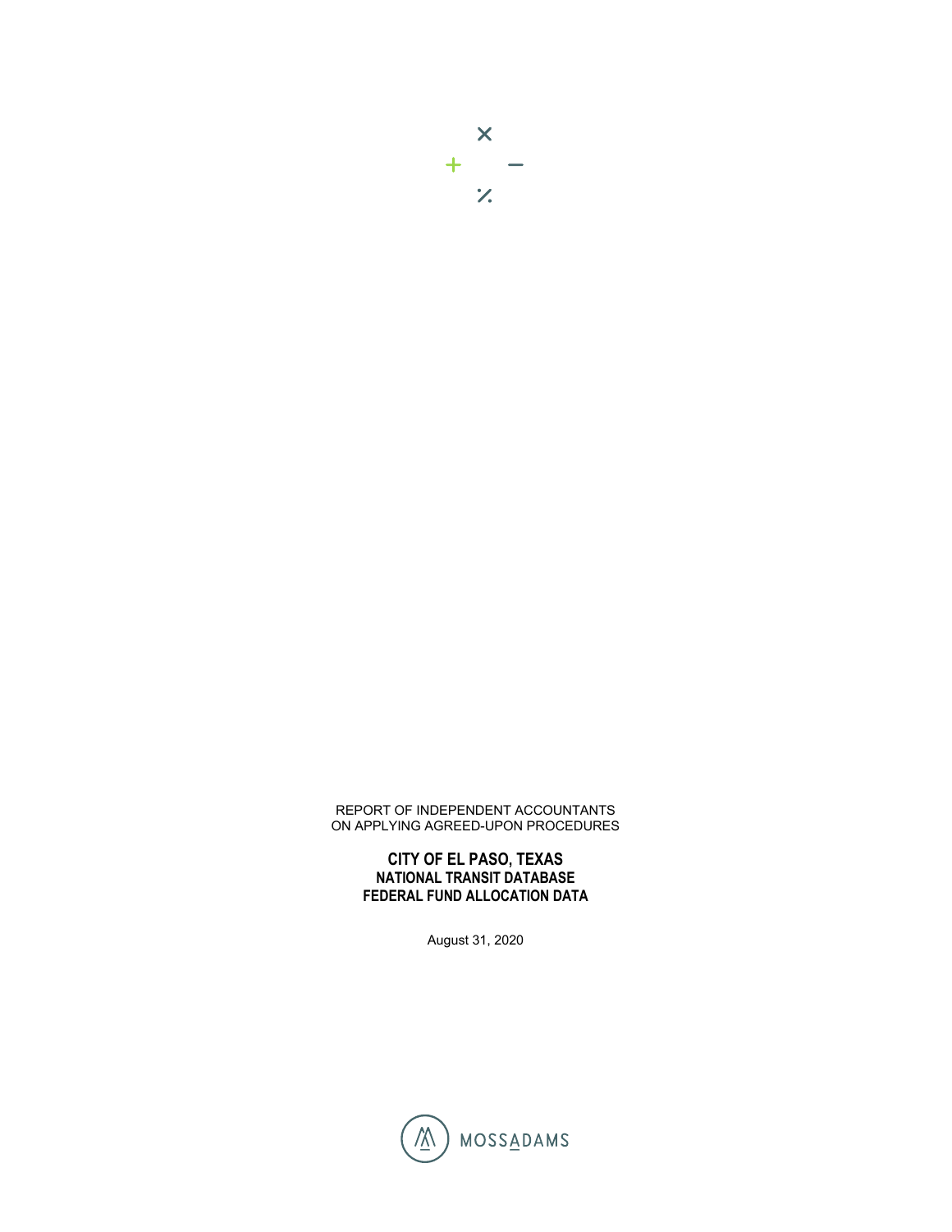REPORT OF INDEPENDENT ACCOUNTANTS
ON APPLYING AGREED-UPON PROCEDURES

**CITY OF EL PASO, TEXAS**
**NATIONAL TRANSIT DATABASE**
**FEDERAL FUND ALLOCATION DATA**

August 31, 2020

MOSSADAMS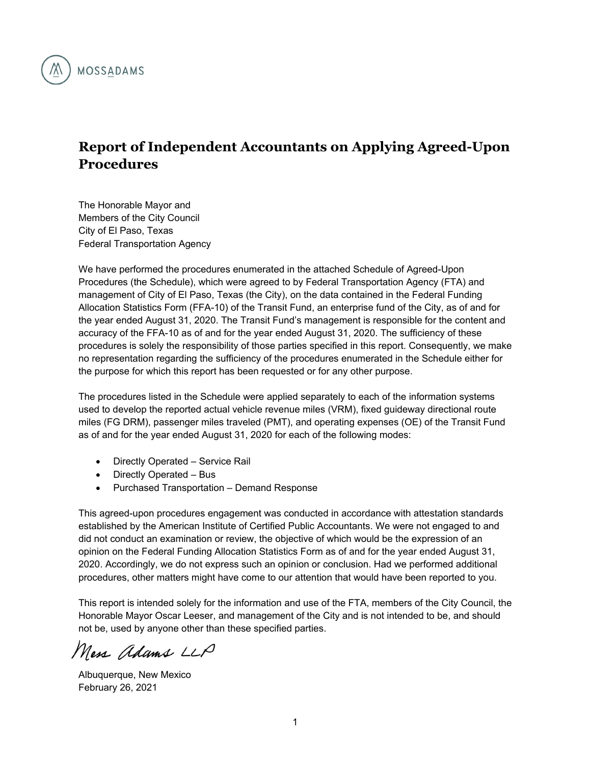MOSSADAMS

# Report of Independent Accountants on Applying Agreed-Upon Procedures

The Honorable Mayor and
Members of the City Council
City of El Paso, Texas
Federal Transportation Agency

We have performed the procedures enumerated in the attached Schedule of Agreed-Upon Procedures (the Schedule), which were agreed to by Federal Transportation Agency (FTA) and management of City of El Paso, Texas (the City), on the data contained in the Federal Funding Allocation Statistics Form (FFA-10) of the Transit Fund, an enterprise fund of the City, as of and for the year ended August 31, 2020. The Transit Fund's management is responsible for the content and accuracy of the FFA-10 as of and for the year ended August 31, 2020. The sufficiency of these procedures is solely the responsibility of those parties specified in this report. Consequently, we make no representation regarding the sufficiency of the procedures enumerated in the Schedule either for the purpose for which this report has been requested or for any other purpose.

The procedures listed in the Schedule were applied separately to each of the information systems used to develop the reported actual vehicle revenue miles (VRM), fixed guideway directional route miles (FG DRM), passenger miles traveled (PMT), and operating expenses (OE) of the Transit Fund as of and for the year ended August 31, 2020 for each of the following modes:

- Directly Operated – Service Rail
- Directly Operated – Bus
- Purchased Transportation – Demand Response

This agreed-upon procedures engagement was conducted in accordance with attestation standards established by the American Institute of Certified Public Accountants. We were not engaged to and did not conduct an examination or review, the objective of which would be the expression of an opinion on the Federal Funding Allocation Statistics Form as of and for the year ended August 31, 2020. Accordingly, we do not express such an opinion or conclusion. Had we performed additional procedures, other matters might have come to our attention that would have been reported to you.

This report is intended solely for the information and use of the FTA, members of the City Council, the Honorable Mayor Oscar Leeser, and management of the City and is not intended to be, and should not be, used by anyone other than these specified parties.

Moss Adams LLP

Albuquerque, New Mexico
February 26, 2021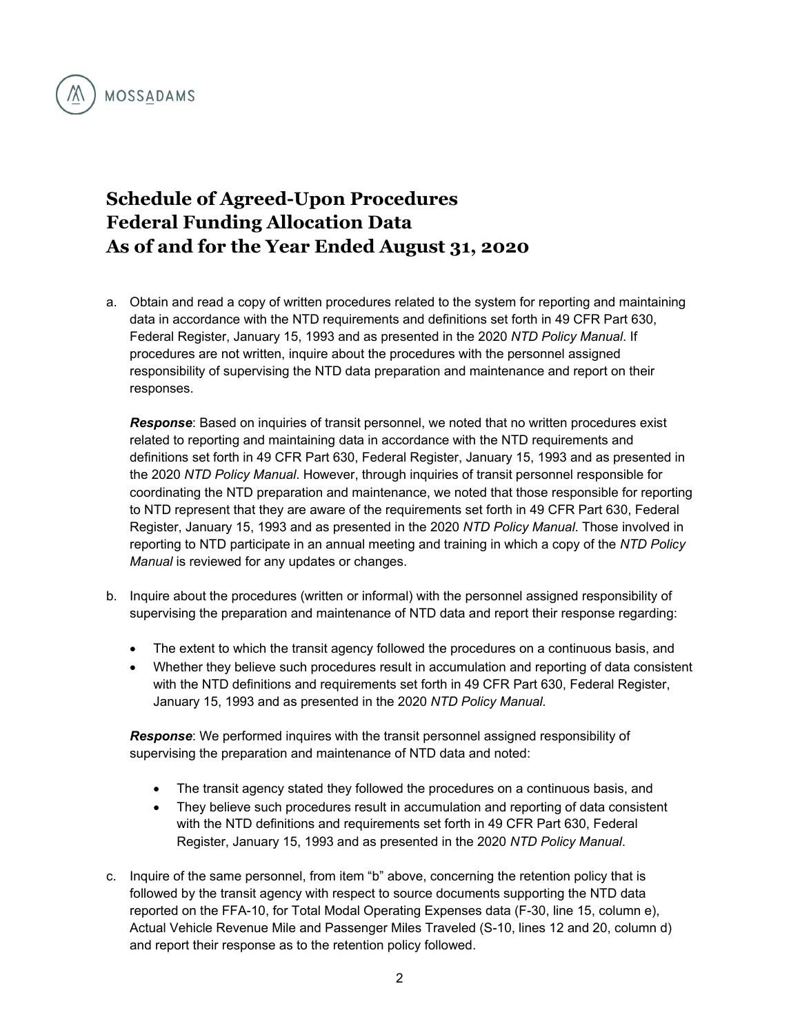# Schedule of Agreed-Upon Procedures
# Federal Funding Allocation Data
# As of and for the Year Ended August 31, 2020

a. Obtain and read a copy of written procedures related to the system for reporting and maintaining data in accordance with the NTD requirements and definitions set forth in 49 CFR Part 630, Federal Register, January 15, 1993 and as presented in the 2020 *NTD Policy Manual*. If procedures are not written, inquire about the procedures with the personnel assigned responsibility of supervising the NTD data preparation and maintenance and report on their responses.

   ***Response***: Based on inquiries of transit personnel, we noted that no written procedures exist related to reporting and maintaining data in accordance with the NTD requirements and definitions set forth in 49 CFR Part 630, Federal Register, January 15, 1993 and as presented in the 2020 *NTD Policy Manual*. However, through inquiries of transit personnel responsible for coordinating the NTD preparation and maintenance, we noted that those responsible for reporting to NTD represent that they are aware of the requirements set forth in 49 CFR Part 630, Federal Register, January 15, 1993 and as presented in the 2020 *NTD Policy Manual*. Those involved in reporting to NTD participate in an annual meeting and training in which a copy of the *NTD Policy Manual* is reviewed for any updates or changes.

b. Inquire about the procedures (written or informal) with the personnel assigned responsibility of supervising the preparation and maintenance of NTD data and report their response regarding:

   - The extent to which the transit agency followed the procedures on a continuous basis, and
   - Whether they believe such procedures result in accumulation and reporting of data consistent with the NTD definitions and requirements set forth in 49 CFR Part 630, Federal Register, January 15, 1993 and as presented in the 2020 *NTD Policy Manual*.

   ***Response***: We performed inquires with the transit personnel assigned responsibility of supervising the preparation and maintenance of NTD data and noted:

   - The transit agency stated they followed the procedures on a continuous basis, and
   - They believe such procedures result in accumulation and reporting of data consistent with the NTD definitions and requirements set forth in 49 CFR Part 630, Federal Register, January 15, 1993 and as presented in the 2020 *NTD Policy Manual*.

c. Inquire of the same personnel, from item "b" above, concerning the retention policy that is followed by the transit agency with respect to source documents supporting the NTD data reported on the FFA-10, for Total Modal Operating Expenses data (F-30, line 15, column e), Actual Vehicle Revenue Mile and Passenger Miles Traveled (S-10, lines 12 and 20, column d) and report their response as to the retention policy followed.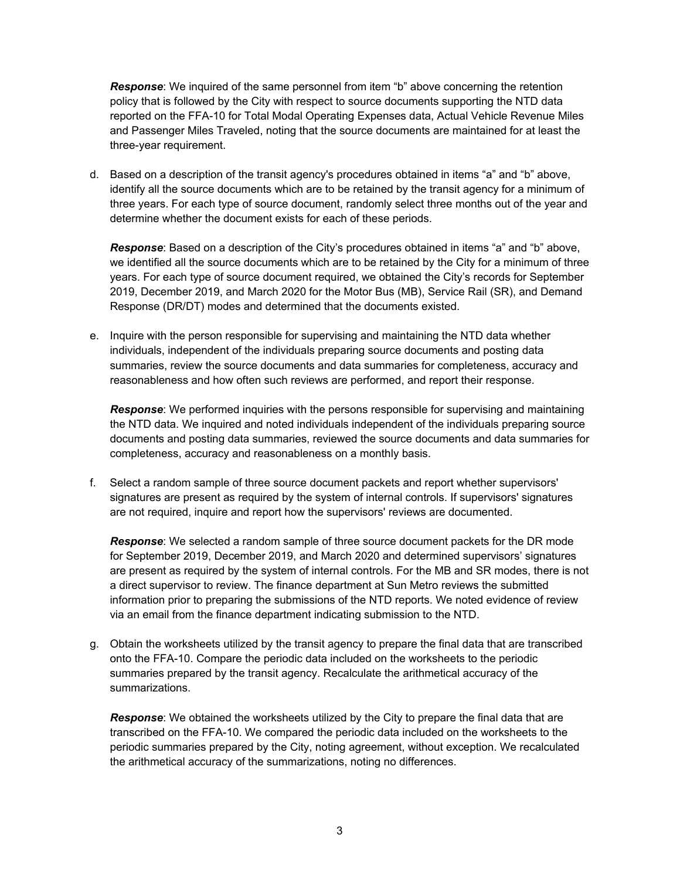***Response***: We inquired of the same personnel from item "b" above concerning the retention policy that is followed by the City with respect to source documents supporting the NTD data reported on the FFA-10 for Total Modal Operating Expenses data, Actual Vehicle Revenue Miles and Passenger Miles Traveled, noting that the source documents are maintained for at least the three-year requirement.

d. Based on a description of the transit agency's procedures obtained in items "a" and "b" above, identify all the source documents which are to be retained by the transit agency for a minimum of three years. For each type of source document, randomly select three months out of the year and determine whether the document exists for each of these periods.

   ***Response***: Based on a description of the City's procedures obtained in items "a" and "b" above, we identified all the source documents which are to be retained by the City for a minimum of three years. For each type of source document required, we obtained the City's records for September 2019, December 2019, and March 2020 for the Motor Bus (MB), Service Rail (SR), and Demand Response (DR/DT) modes and determined that the documents existed.

e. Inquire with the person responsible for supervising and maintaining the NTD data whether individuals, independent of the individuals preparing source documents and posting data summaries, review the source documents and data summaries for completeness, accuracy and reasonableness and how often such reviews are performed, and report their response.

   ***Response***: We performed inquiries with the persons responsible for supervising and maintaining the NTD data. We inquired and noted individuals independent of the individuals preparing source documents and posting data summaries, reviewed the source documents and data summaries for completeness, accuracy and reasonableness on a monthly basis.

f. Select a random sample of three source document packets and report whether supervisors' signatures are present as required by the system of internal controls. If supervisors' signatures are not required, inquire and report how the supervisors' reviews are documented.

   ***Response***: We selected a random sample of three source document packets for the DR mode for September 2019, December 2019, and March 2020 and determined supervisors' signatures are present as required by the system of internal controls. For the MB and SR modes, there is not a direct supervisor to review. The finance department at Sun Metro reviews the submitted information prior to preparing the submissions of the NTD reports. We noted evidence of review via an email from the finance department indicating submission to the NTD.

g. Obtain the worksheets utilized by the transit agency to prepare the final data that are transcribed onto the FFA-10. Compare the periodic data included on the worksheets to the periodic summaries prepared by the transit agency. Recalculate the arithmetical accuracy of the summarizations.

   ***Response***: We obtained the worksheets utilized by the City to prepare the final data that are transcribed on the FFA-10. We compared the periodic data included on the worksheets to the periodic summaries prepared by the City, noting agreement, without exception. We recalculated the arithmetical accuracy of the summarizations, noting no differences.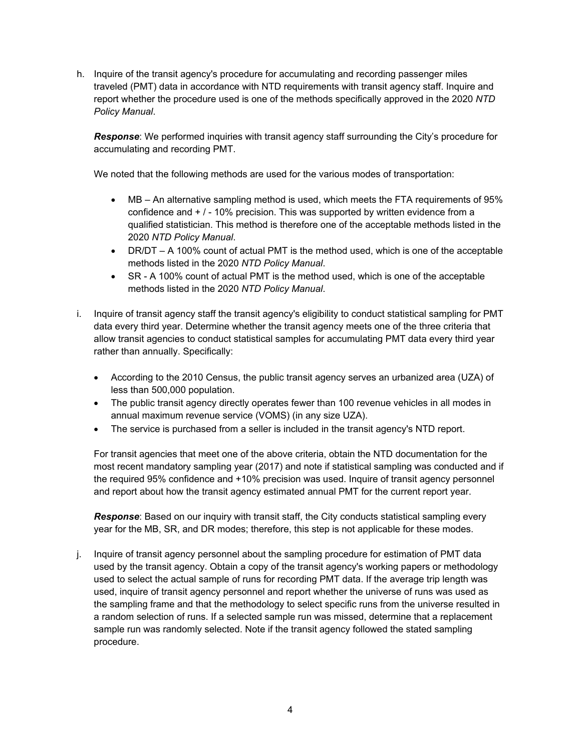h. Inquire of the transit agency's procedure for accumulating and recording passenger miles traveled (PMT) data in accordance with NTD requirements with transit agency staff. Inquire and report whether the procedure used is one of the methods specifically approved in the 2020 *NTD Policy Manual*.

   ***Response***: We performed inquiries with transit agency staff surrounding the City's procedure for accumulating and recording PMT.

   We noted that the following methods are used for the various modes of transportation:

   - MB – An alternative sampling method is used, which meets the FTA requirements of 95% confidence and + / - 10% precision. This was supported by written evidence from a qualified statistician. This method is therefore one of the acceptable methods listed in the 2020 *NTD Policy Manual*.
   - DR/DT – A 100% count of actual PMT is the method used, which is one of the acceptable methods listed in the 2020 *NTD Policy Manual*.
   - SR - A 100% count of actual PMT is the method used, which is one of the acceptable methods listed in the 2020 *NTD Policy Manual*.

i. Inquire of transit agency staff the transit agency's eligibility to conduct statistical sampling for PMT data every third year. Determine whether the transit agency meets one of the three criteria that allow transit agencies to conduct statistical samples for accumulating PMT data every third year rather than annually. Specifically:

   - According to the 2010 Census, the public transit agency serves an urbanized area (UZA) of less than 500,000 population.
   - The public transit agency directly operates fewer than 100 revenue vehicles in all modes in annual maximum revenue service (VOMS) (in any size UZA).
   - The service is purchased from a seller is included in the transit agency's NTD report.

   For transit agencies that meet one of the above criteria, obtain the NTD documentation for the most recent mandatory sampling year (2017) and note if statistical sampling was conducted and if the required 95% confidence and +10% precision was used. Inquire of transit agency personnel and report about how the transit agency estimated annual PMT for the current report year.

   ***Response***: Based on our inquiry with transit staff, the City conducts statistical sampling every year for the MB, SR, and DR modes; therefore, this step is not applicable for these modes.

j. Inquire of transit agency personnel about the sampling procedure for estimation of PMT data used by the transit agency. Obtain a copy of the transit agency's working papers or methodology used to select the actual sample of runs for recording PMT data. If the average trip length was used, inquire of transit agency personnel and report whether the universe of runs was used as the sampling frame and that the methodology to select specific runs from the universe resulted in a random selection of runs. If a selected sample run was missed, determine that a replacement sample run was randomly selected. Note if the transit agency followed the stated sampling procedure.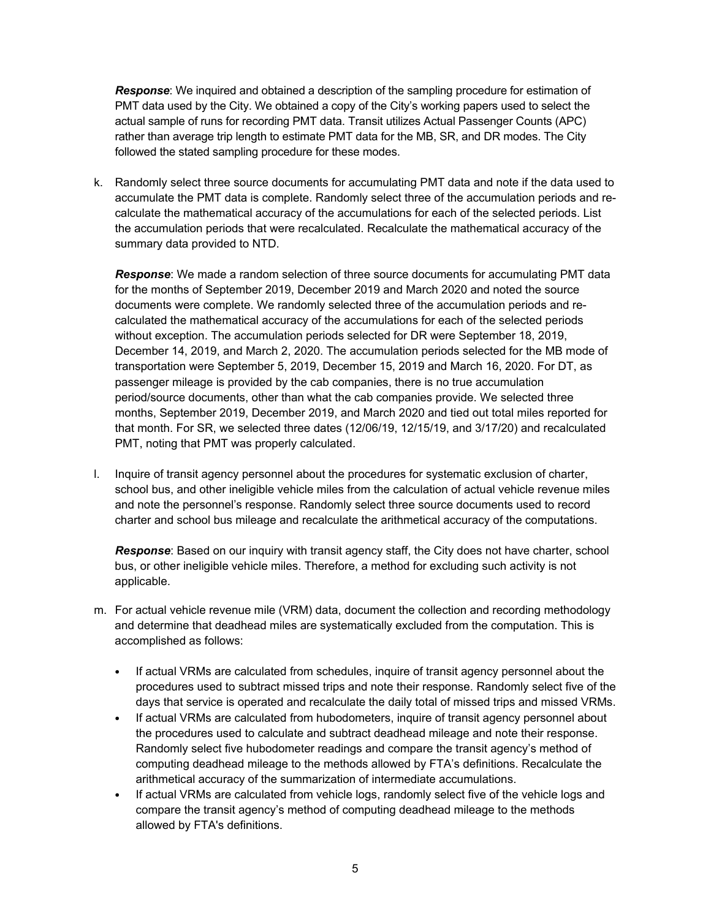***Response***: We inquired and obtained a description of the sampling procedure for estimation of PMT data used by the City. We obtained a copy of the City's working papers used to select the actual sample of runs for recording PMT data. Transit utilizes Actual Passenger Counts (APC) rather than average trip length to estimate PMT data for the MB, SR, and DR modes. The City followed the stated sampling procedure for these modes.

k. Randomly select three source documents for accumulating PMT data and note if the data used to accumulate the PMT data is complete. Randomly select three of the accumulation periods and re-calculate the mathematical accuracy of the accumulations for each of the selected periods. List the accumulation periods that were recalculated. Recalculate the mathematical accuracy of the summary data provided to NTD.

   ***Response***: We made a random selection of three source documents for accumulating PMT data for the months of September 2019, December 2019 and March 2020 and noted the source documents were complete. We randomly selected three of the accumulation periods and re-calculated the mathematical accuracy of the accumulations for each of the selected periods without exception. The accumulation periods selected for DR were September 18, 2019, December 14, 2019, and March 2, 2020. The accumulation periods selected for the MB mode of transportation were September 5, 2019, December 15, 2019 and March 16, 2020. For DT, as passenger mileage is provided by the cab companies, there is no true accumulation period/source documents, other than what the cab companies provide. We selected three months, September 2019, December 2019, and March 2020 and tied out total miles reported for that month. For SR, we selected three dates (12/06/19, 12/15/19, and 3/17/20) and recalculated PMT, noting that PMT was properly calculated.

l. Inquire of transit agency personnel about the procedures for systematic exclusion of charter, school bus, and other ineligible vehicle miles from the calculation of actual vehicle revenue miles and note the personnel's response. Randomly select three source documents used to record charter and school bus mileage and recalculate the arithmetical accuracy of the computations.

   ***Response***: Based on our inquiry with transit agency staff, the City does not have charter, school bus, or other ineligible vehicle miles. Therefore, a method for excluding such activity is not applicable.

m. For actual vehicle revenue mile (VRM) data, document the collection and recording methodology and determine that deadhead miles are systematically excluded from the computation. This is accomplished as follows:

   - If actual VRMs are calculated from schedules, inquire of transit agency personnel about the procedures used to subtract missed trips and note their response. Randomly select five of the days that service is operated and recalculate the daily total of missed trips and missed VRMs.
   - If actual VRMs are calculated from hubodometers, inquire of transit agency personnel about the procedures used to calculate and subtract deadhead mileage and note their response. Randomly select five hubodometer readings and compare the transit agency's method of computing deadhead mileage to the methods allowed by FTA's definitions. Recalculate the arithmetical accuracy of the summarization of intermediate accumulations.
   - If actual VRMs are calculated from vehicle logs, randomly select five of the vehicle logs and compare the transit agency's method of computing deadhead mileage to the methods allowed by FTA's definitions.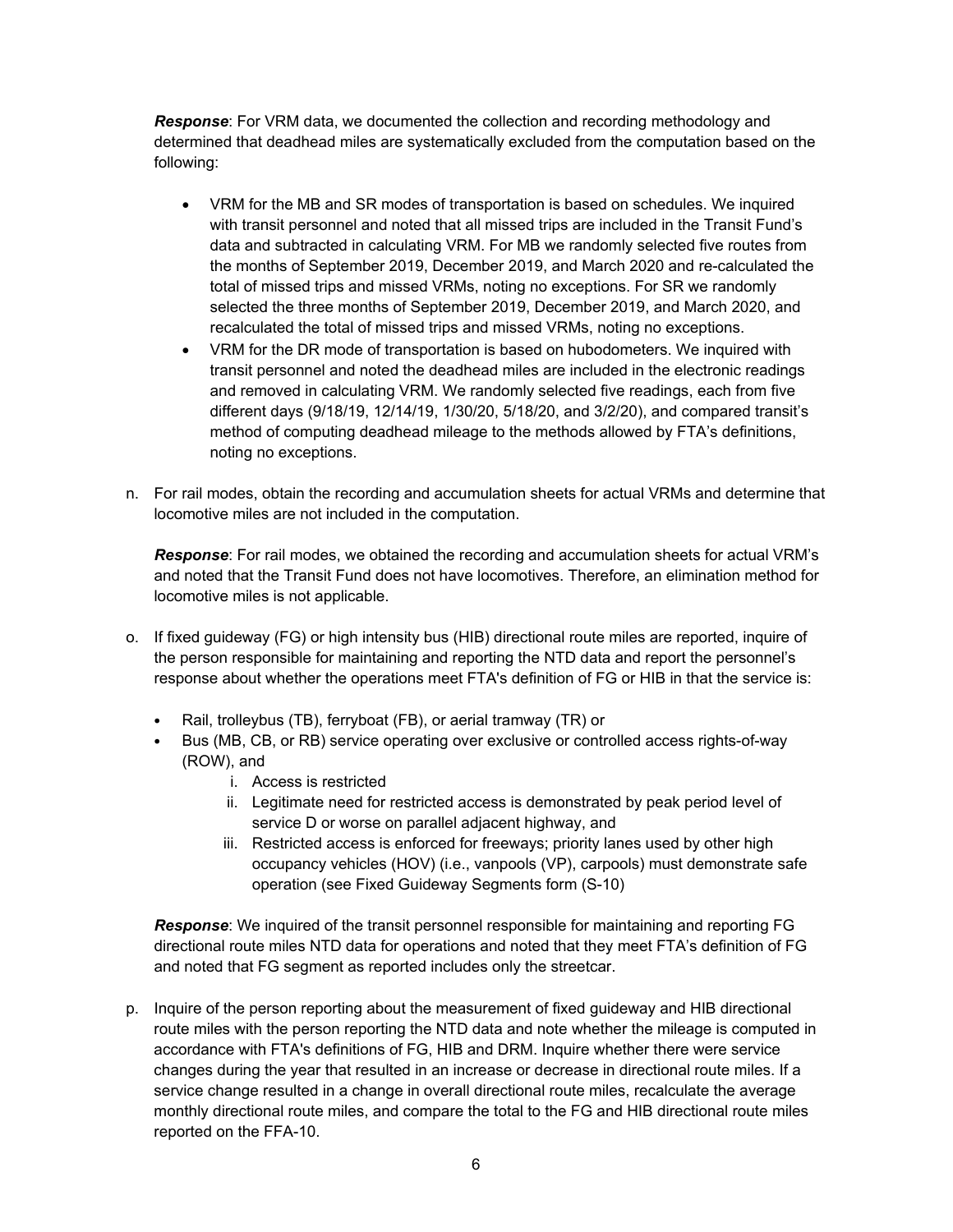***Response***: For VRM data, we documented the collection and recording methodology and determined that deadhead miles are systematically excluded from the computation based on the following:

- VRM for the MB and SR modes of transportation is based on schedules. We inquired with transit personnel and noted that all missed trips are included in the Transit Fund's data and subtracted in calculating VRM. For MB we randomly selected five routes from the months of September 2019, December 2019, and March 2020 and re-calculated the total of missed trips and missed VRMs, noting no exceptions. For SR we randomly selected the three months of September 2019, December 2019, and March 2020, and recalculated the total of missed trips and missed VRMs, noting no exceptions.
- VRM for the DR mode of transportation is based on hubodometers. We inquired with transit personnel and noted the deadhead miles are included in the electronic readings and removed in calculating VRM. We randomly selected five readings, each from five different days (9/18/19, 12/14/19, 1/30/20, 5/18/20, and 3/2/20), and compared transit's method of computing deadhead mileage to the methods allowed by FTA's definitions, noting no exceptions.

n. For rail modes, obtain the recording and accumulation sheets for actual VRMs and determine that locomotive miles are not included in the computation.

   ***Response***: For rail modes, we obtained the recording and accumulation sheets for actual VRM's and noted that the Transit Fund does not have locomotives. Therefore, an elimination method for locomotive miles is not applicable.

o. If fixed guideway (FG) or high intensity bus (HIB) directional route miles are reported, inquire of the person responsible for maintaining and reporting the NTD data and report the personnel's response about whether the operations meet FTA's definition of FG or HIB in that the service is:

   - Rail, trolleybus (TB), ferryboat (FB), or aerial tramway (TR) or
   - Bus (MB, CB, or RB) service operating over exclusive or controlled access rights-of-way (ROW), and
     i. Access is restricted
     ii. Legitimate need for restricted access is demonstrated by peak period level of service D or worse on parallel adjacent highway, and
     iii. Restricted access is enforced for freeways; priority lanes used by other high occupancy vehicles (HOV) (i.e., vanpools (VP), carpools) must demonstrate safe operation (see Fixed Guideway Segments form (S-10)

   ***Response***: We inquired of the transit personnel responsible for maintaining and reporting FG directional route miles NTD data for operations and noted that they meet FTA's definition of FG and noted that FG segment as reported includes only the streetcar.

p. Inquire of the person reporting about the measurement of fixed guideway and HIB directional route miles with the person reporting the NTD data and note whether the mileage is computed in accordance with FTA's definitions of FG, HIB and DRM. Inquire whether there were service changes during the year that resulted in an increase or decrease in directional route miles. If a service change resulted in a change in overall directional route miles, recalculate the average monthly directional route miles, and compare the total to the FG and HIB directional route miles reported on the FFA-10.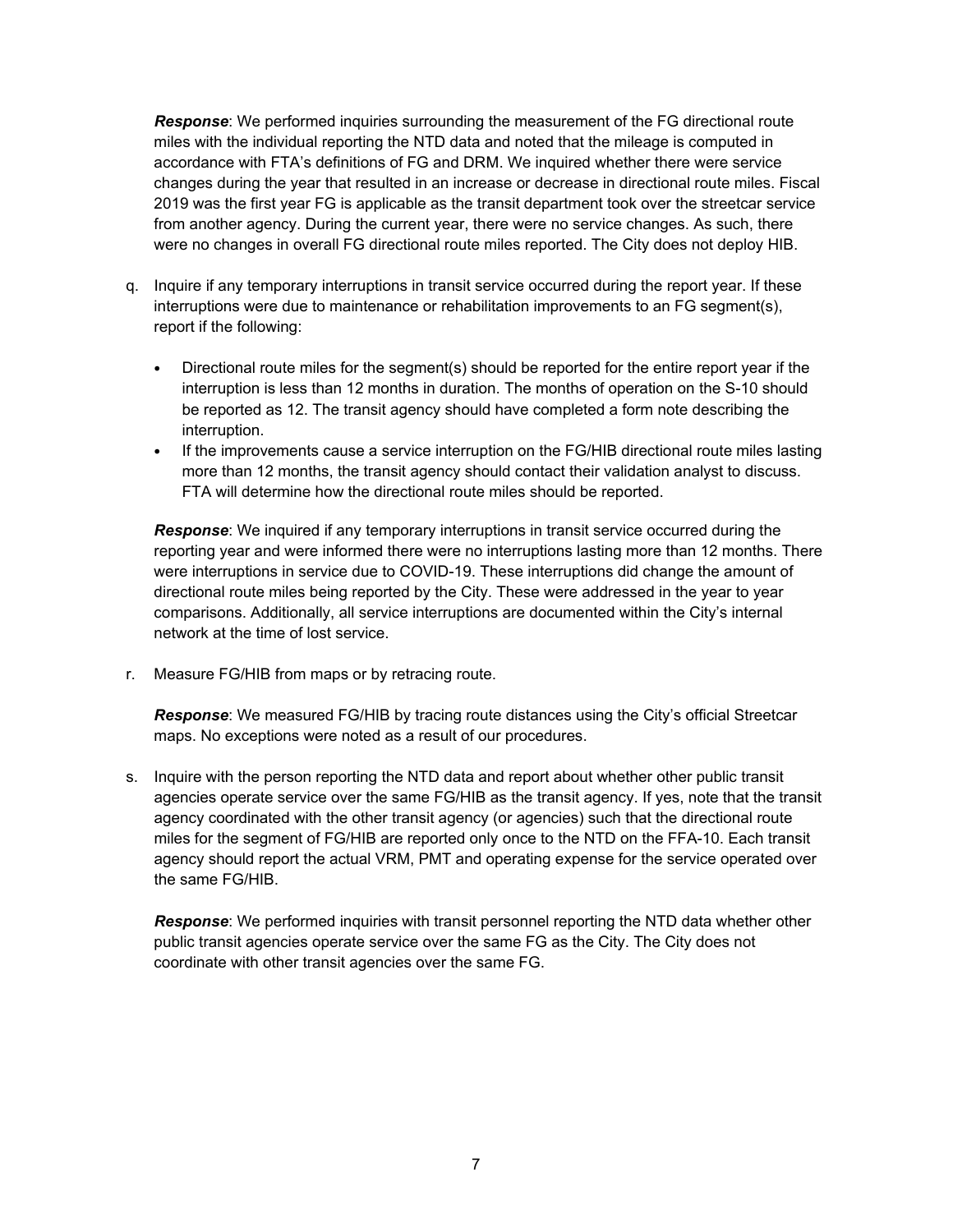***Response***: We performed inquiries surrounding the measurement of the FG directional route miles with the individual reporting the NTD data and noted that the mileage is computed in accordance with FTA's definitions of FG and DRM. We inquired whether there were service changes during the year that resulted in an increase or decrease in directional route miles. Fiscal 2019 was the first year FG is applicable as the transit department took over the streetcar service from another agency. During the current year, there were no service changes. As such, there were no changes in overall FG directional route miles reported. The City does not deploy HIB.

q. Inquire if any temporary interruptions in transit service occurred during the report year. If these interruptions were due to maintenance or rehabilitation improvements to an FG segment(s), report if the following:

   - Directional route miles for the segment(s) should be reported for the entire report year if the interruption is less than 12 months in duration. The months of operation on the S-10 should be reported as 12. The transit agency should have completed a form note describing the interruption.
   - If the improvements cause a service interruption on the FG/HIB directional route miles lasting more than 12 months, the transit agency should contact their validation analyst to discuss. FTA will determine how the directional route miles should be reported.

   ***Response***: We inquired if any temporary interruptions in transit service occurred during the reporting year and were informed there were no interruptions lasting more than 12 months. There were interruptions in service due to COVID-19. These interruptions did change the amount of directional route miles being reported by the City. These were addressed in the year to year comparisons. Additionally, all service interruptions are documented within the City's internal network at the time of lost service.

r. Measure FG/HIB from maps or by retracing route.

   ***Response***: We measured FG/HIB by tracing route distances using the City's official Streetcar maps. No exceptions were noted as a result of our procedures.

s. Inquire with the person reporting the NTD data and report about whether other public transit agencies operate service over the same FG/HIB as the transit agency. If yes, note that the transit agency coordinated with the other transit agency (or agencies) such that the directional route miles for the segment of FG/HIB are reported only once to the NTD on the FFA-10. Each transit agency should report the actual VRM, PMT and operating expense for the service operated over the same FG/HIB.

   ***Response***: We performed inquiries with transit personnel reporting the NTD data whether other public transit agencies operate service over the same FG as the City. The City does not coordinate with other transit agencies over the same FG.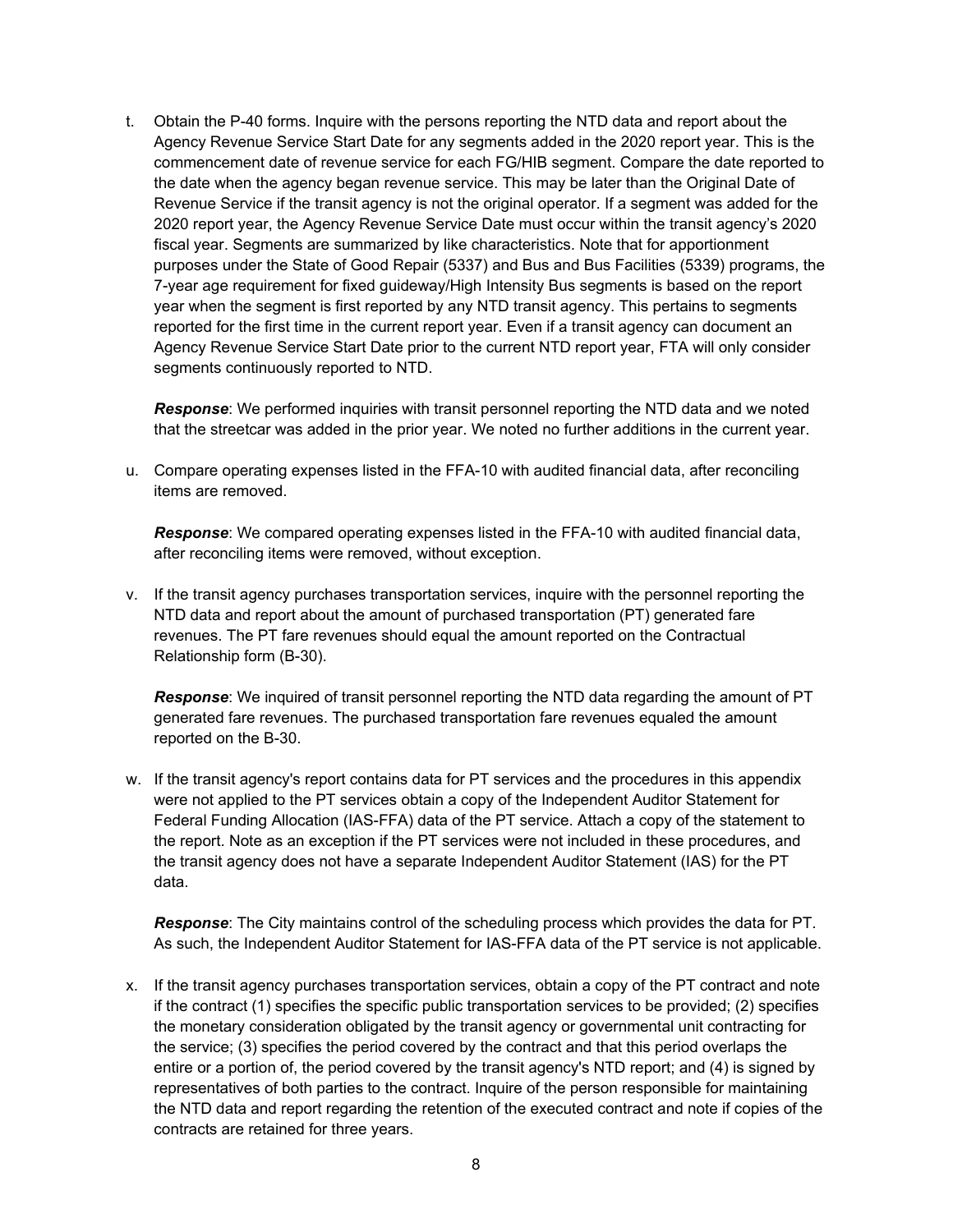t. Obtain the P-40 forms. Inquire with the persons reporting the NTD data and report about the Agency Revenue Service Start Date for any segments added in the 2020 report year. This is the commencement date of revenue service for each FG/HIB segment. Compare the date reported to the date when the agency began revenue service. This may be later than the Original Date of Revenue Service if the transit agency is not the original operator. If a segment was added for the 2020 report year, the Agency Revenue Service Date must occur within the transit agency's 2020 fiscal year. Segments are summarized by like characteristics. Note that for apportionment purposes under the State of Good Repair (5337) and Bus and Bus Facilities (5339) programs, the 7-year age requirement for fixed guideway/High Intensity Bus segments is based on the report year when the segment is first reported by any NTD transit agency. This pertains to segments reported for the first time in the current report year. Even if a transit agency can document an Agency Revenue Service Start Date prior to the current NTD report year, FTA will only consider segments continuously reported to NTD.

   ***Response***: We performed inquiries with transit personnel reporting the NTD data and we noted that the streetcar was added in the prior year. We noted no further additions in the current year.

u. Compare operating expenses listed in the FFA-10 with audited financial data, after reconciling items are removed.

   ***Response***: We compared operating expenses listed in the FFA-10 with audited financial data, after reconciling items were removed, without exception.

v. If the transit agency purchases transportation services, inquire with the personnel reporting the NTD data and report about the amount of purchased transportation (PT) generated fare revenues. The PT fare revenues should equal the amount reported on the Contractual Relationship form (B-30).

   ***Response***: We inquired of transit personnel reporting the NTD data regarding the amount of PT generated fare revenues. The purchased transportation fare revenues equaled the amount reported on the B-30.

w. If the transit agency's report contains data for PT services and the procedures in this appendix were not applied to the PT services obtain a copy of the Independent Auditor Statement for Federal Funding Allocation (IAS-FFA) data of the PT service. Attach a copy of the statement to the report. Note as an exception if the PT services were not included in these procedures, and the transit agency does not have a separate Independent Auditor Statement (IAS) for the PT data.

   ***Response***: The City maintains control of the scheduling process which provides the data for PT. As such, the Independent Auditor Statement for IAS-FFA data of the PT service is not applicable.

x. If the transit agency purchases transportation services, obtain a copy of the PT contract and note if the contract (1) specifies the specific public transportation services to be provided; (2) specifies the monetary consideration obligated by the transit agency or governmental unit contracting for the service; (3) specifies the period covered by the contract and that this period overlaps the entire or a portion of, the period covered by the transit agency's NTD report; and (4) is signed by representatives of both parties to the contract. Inquire of the person responsible for maintaining the NTD data and report regarding the retention of the executed contract and note if copies of the contracts are retained for three years.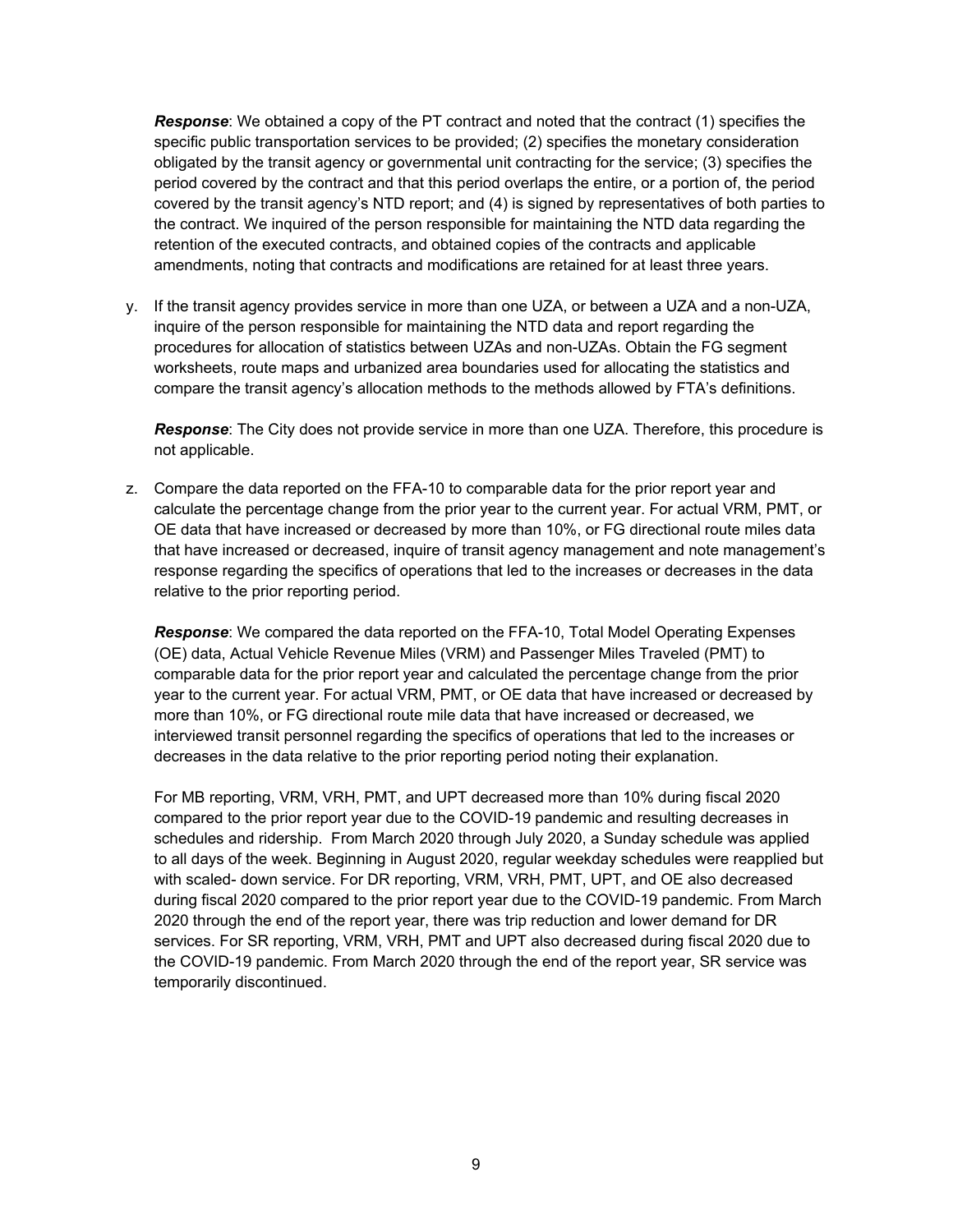***Response***: We obtained a copy of the PT contract and noted that the contract (1) specifies the specific public transportation services to be provided; (2) specifies the monetary consideration obligated by the transit agency or governmental unit contracting for the service; (3) specifies the period covered by the contract and that this period overlaps the entire, or a portion of, the period covered by the transit agency's NTD report; and (4) is signed by representatives of both parties to the contract. We inquired of the person responsible for maintaining the NTD data regarding the retention of the executed contracts, and obtained copies of the contracts and applicable amendments, noting that contracts and modifications are retained for at least three years.

y. If the transit agency provides service in more than one UZA, or between a UZA and a non-UZA, inquire of the person responsible for maintaining the NTD data and report regarding the procedures for allocation of statistics between UZAs and non-UZAs. Obtain the FG segment worksheets, route maps and urbanized area boundaries used for allocating the statistics and compare the transit agency's allocation methods to the methods allowed by FTA's definitions.

   ***Response***: The City does not provide service in more than one UZA. Therefore, this procedure is not applicable.

z. Compare the data reported on the FFA-10 to comparable data for the prior report year and calculate the percentage change from the prior year to the current year. For actual VRM, PMT, or OE data that have increased or decreased by more than 10%, or FG directional route miles data that have increased or decreased, inquire of transit agency management and note management's response regarding the specifics of operations that led to the increases or decreases in the data relative to the prior reporting period.

   ***Response***: We compared the data reported on the FFA-10, Total Model Operating Expenses (OE) data, Actual Vehicle Revenue Miles (VRM) and Passenger Miles Traveled (PMT) to comparable data for the prior report year and calculated the percentage change from the prior year to the current year. For actual VRM, PMT, or OE data that have increased or decreased by more than 10%, or FG directional route mile data that have increased or decreased, we interviewed transit personnel regarding the specifics of operations that led to the increases or decreases in the data relative to the prior reporting period noting their explanation.

   For MB reporting, VRM, VRH, PMT, and UPT decreased more than 10% during fiscal 2020 compared to the prior report year due to the COVID-19 pandemic and resulting decreases in schedules and ridership. From March 2020 through July 2020, a Sunday schedule was applied to all days of the week. Beginning in August 2020, regular weekday schedules were reapplied but with scaled- down service. For DR reporting, VRM, VRH, PMT, UPT, and OE also decreased during fiscal 2020 compared to the prior report year due to the COVID-19 pandemic. From March 2020 through the end of the report year, there was trip reduction and lower demand for DR services. For SR reporting, VRM, VRH, PMT and UPT also decreased during fiscal 2020 due to the COVID-19 pandemic. From March 2020 through the end of the report year, SR service was temporarily discontinued.